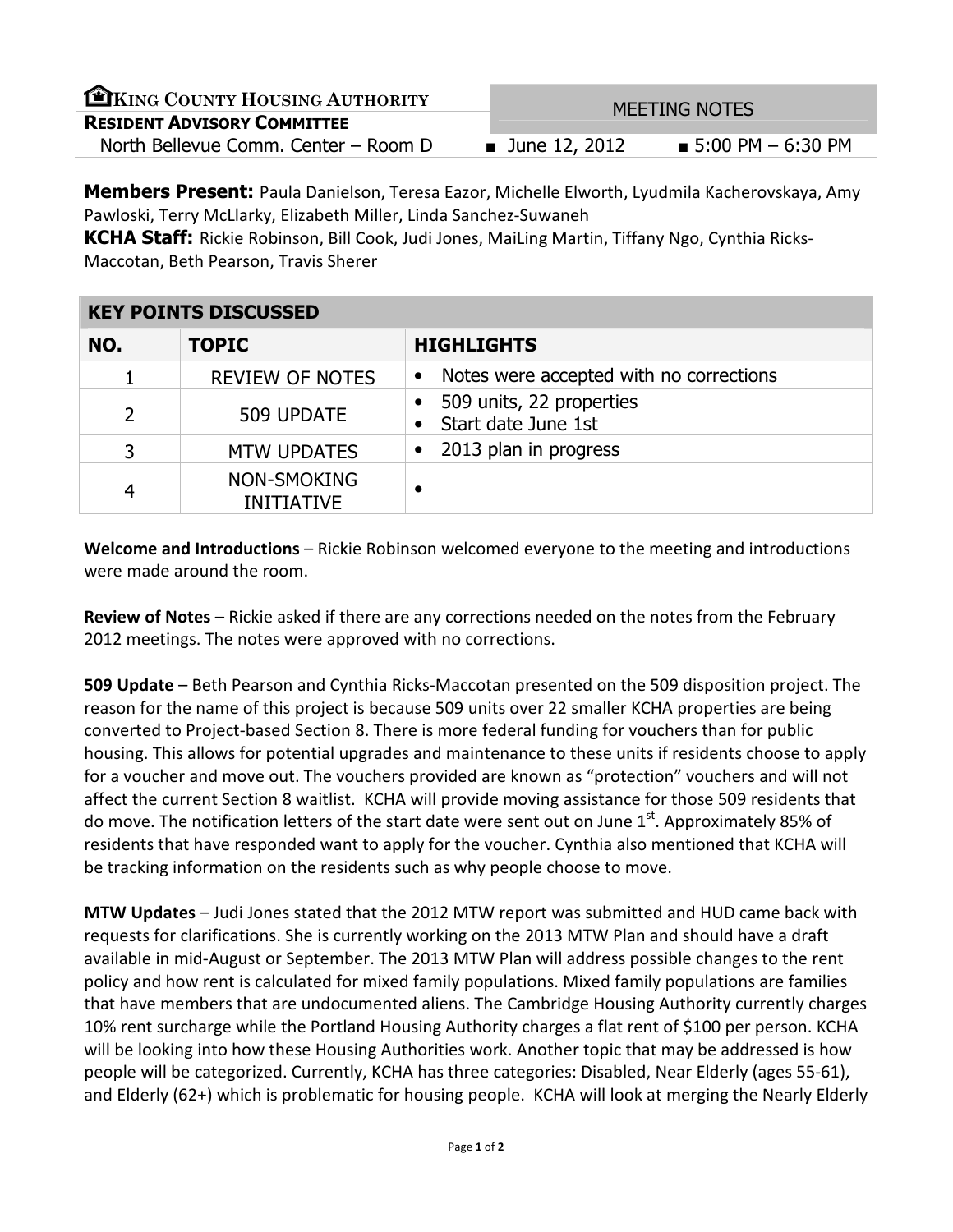**KING COUNTY HOUSING AUTHORITY**
**RESIDENT ADVISORY COMMITTEE**
North Bellevue Comm. Center – Room D

MEETING NOTES

■ June 12, 2012 ■ 5:00 PM – 6:30 PM

**Members Present:** Paula Danielson, Teresa Eazor, Michelle Elworth, Lyudmila Kacherovskaya, Amy Pawloski, Terry McLlarky, Elizabeth Miller, Linda Sanchez-Suwaneh
**KCHA Staff:** Rickie Robinson, Bill Cook, Judi Jones, MaiLing Martin, Tiffany Ngo, Cynthia Ricks-Maccotan, Beth Pearson, Travis Sherer

## KEY POINTS DISCUSSED

| NO. | TOPIC | HIGHLIGHTS |
|---|---|---|
| 1 | REVIEW OF NOTES | • Notes were accepted with no corrections |
| 2 | 509 UPDATE | • 509 units, 22 properties<br>• Start date June 1st |
| 3 | MTW UPDATES | • 2013 plan in progress |
| 4 | NON-SMOKING INITIATIVE | • |

**Welcome and Introductions** – Rickie Robinson welcomed everyone to the meeting and introductions were made around the room.

**Review of Notes** – Rickie asked if there are any corrections needed on the notes from the February 2012 meetings. The notes were approved with no corrections.

**509 Update** – Beth Pearson and Cynthia Ricks-Maccotan presented on the 509 disposition project. The reason for the name of this project is because 509 units over 22 smaller KCHA properties are being converted to Project-based Section 8. There is more federal funding for vouchers than for public housing. This allows for potential upgrades and maintenance to these units if residents choose to apply for a voucher and move out. The vouchers provided are known as "protection" vouchers and will not affect the current Section 8 waitlist. KCHA will provide moving assistance for those 509 residents that do move. The notification letters of the start date were sent out on June 1st. Approximately 85% of residents that have responded want to apply for the voucher. Cynthia also mentioned that KCHA will be tracking information on the residents such as why people choose to move.

**MTW Updates** – Judi Jones stated that the 2012 MTW report was submitted and HUD came back with requests for clarifications. She is currently working on the 2013 MTW Plan and should have a draft available in mid-August or September. The 2013 MTW Plan will address possible changes to the rent policy and how rent is calculated for mixed family populations. Mixed family populations are families that have members that are undocumented aliens. The Cambridge Housing Authority currently charges 10% rent surcharge while the Portland Housing Authority charges a flat rent of $100 per person. KCHA will be looking into how these Housing Authorities work. Another topic that may be addressed is how people will be categorized. Currently, KCHA has three categories: Disabled, Near Elderly (ages 55-61), and Elderly (62+) which is problematic for housing people. KCHA will look at merging the Nearly Elderly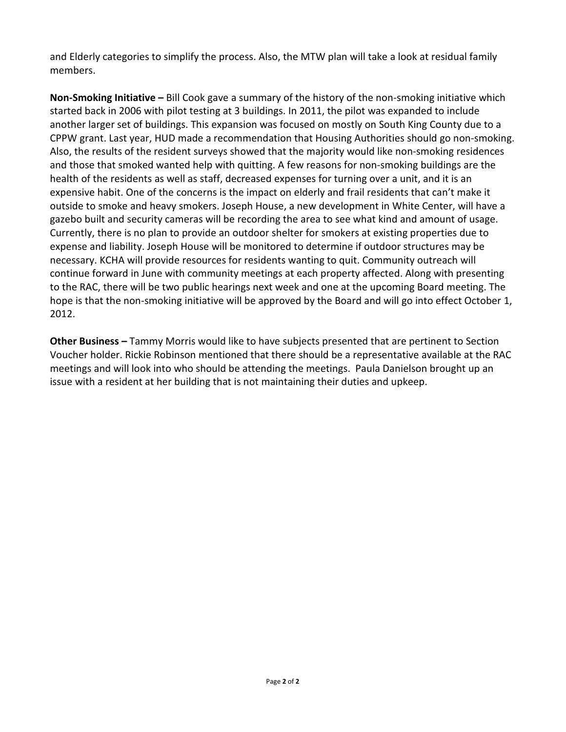and Elderly categories to simplify the process. Also, the MTW plan will take a look at residual family members.

**Non-Smoking Initiative –** Bill Cook gave a summary of the history of the non-smoking initiative which started back in 2006 with pilot testing at 3 buildings. In 2011, the pilot was expanded to include another larger set of buildings. This expansion was focused on mostly on South King County due to a CPPW grant. Last year, HUD made a recommendation that Housing Authorities should go non-smoking. Also, the results of the resident surveys showed that the majority would like non-smoking residences and those that smoked wanted help with quitting. A few reasons for non-smoking buildings are the health of the residents as well as staff, decreased expenses for turning over a unit, and it is an expensive habit. One of the concerns is the impact on elderly and frail residents that can't make it outside to smoke and heavy smokers. Joseph House, a new development in White Center, will have a gazebo built and security cameras will be recording the area to see what kind and amount of usage. Currently, there is no plan to provide an outdoor shelter for smokers at existing properties due to expense and liability. Joseph House will be monitored to determine if outdoor structures may be necessary. KCHA will provide resources for residents wanting to quit. Community outreach will continue forward in June with community meetings at each property affected. Along with presenting to the RAC, there will be two public hearings next week and one at the upcoming Board meeting. The hope is that the non-smoking initiative will be approved by the Board and will go into effect October 1, 2012.

**Other Business –** Tammy Morris would like to have subjects presented that are pertinent to Section Voucher holder. Rickie Robinson mentioned that there should be a representative available at the RAC meetings and will look into who should be attending the meetings. Paula Danielson brought up an issue with a resident at her building that is not maintaining their duties and upkeep.